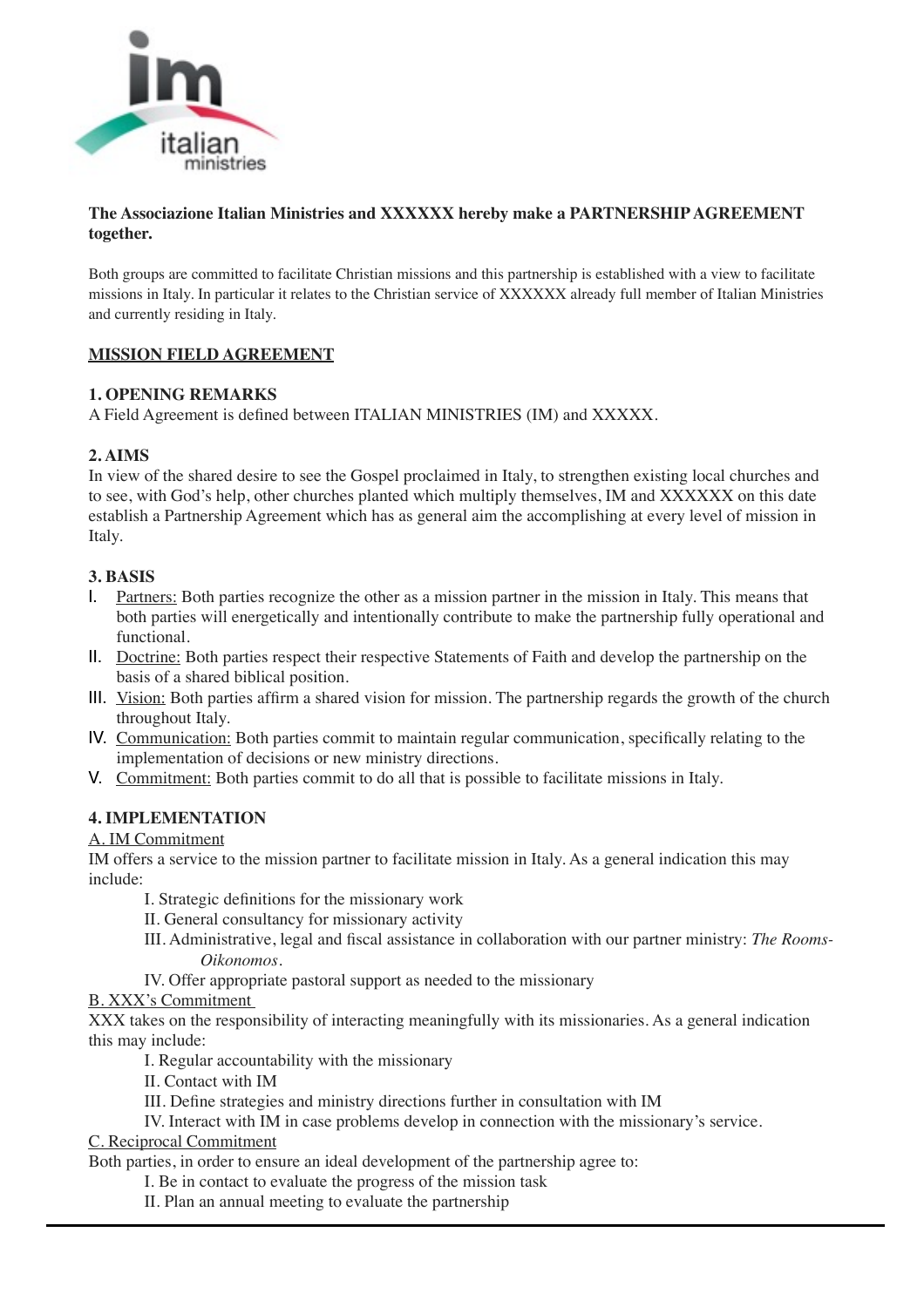**The Associazione Italian Ministries and XXXXXX hereby make a PARTNERSHIP AGREEMENT together.**

Both groups are committed to facilitate Christian missions and this partnership is established with a view to facilitate missions in Italy. In particular it relates to the Christian service of XXXXXX already full member of Italian Ministries and currently residing in Italy.

## MISSION FIELD AGREEMENT

### 1. OPENING REMARKS

A Field Agreement is defined between ITALIAN MINISTRIES (IM) and XXXXX.

### 2. AIMS

In view of the shared desire to see the Gospel proclaimed in Italy, to strengthen existing local churches and to see, with God's help, other churches planted which multiply themselves, IM and XXXXXX on this date establish a Partnership Agreement which has as general aim the accomplishing at every level of mission in Italy.

### 3. BASIS

I. Partners: Both parties recognize the other as a mission partner in the mission in Italy. This means that both parties will energetically and intentionally contribute to make the partnership fully operational and functional.

II. Doctrine: Both parties respect their respective Statements of Faith and develop the partnership on the basis of a shared biblical position.

III. Vision: Both parties affirm a shared vision for mission. The partnership regards the growth of the church throughout Italy.

IV. Communication: Both parties commit to maintain regular communication, specifically relating to the implementation of decisions or new ministry directions.

V. Commitment: Both parties commit to do all that is possible to facilitate missions in Italy.

### 4. IMPLEMENTATION

A. IM Commitment

IM offers a service to the mission partner to facilitate mission in Italy. As a general indication this may include:

- I. Strategic definitions for the missionary work
- II. General consultancy for missionary activity
- III. Administrative, legal and fiscal assistance in collaboration with our partner ministry: *The Rooms-Oikonomos*.
- IV. Offer appropriate pastoral support as needed to the missionary

B. XXX's Commitment

XXX takes on the responsibility of interacting meaningfully with its missionaries. As a general indication this may include:

- I. Regular accountability with the missionary
- II. Contact with IM
- III. Define strategies and ministry directions further in consultation with IM
- IV. Interact with IM in case problems develop in connection with the missionary's service.

C. Reciprocal Commitment

Both parties, in order to ensure an ideal development of the partnership agree to:

- I. Be in contact to evaluate the progress of the mission task
- II. Plan an annual meeting to evaluate the partnership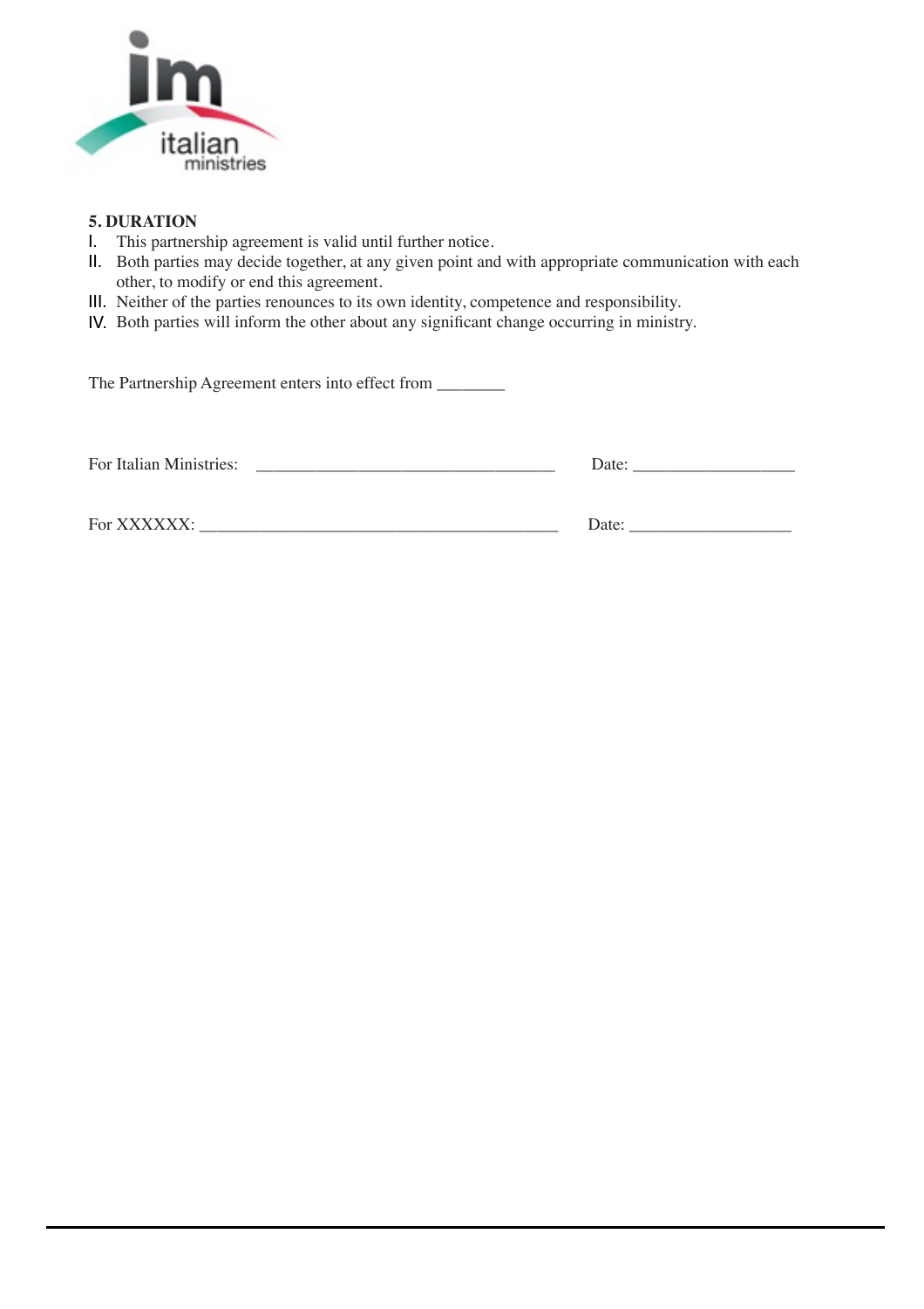**5. DURATION**

I. This partnership agreement is valid until further notice.
II. Both parties may decide together, at any given point and with appropriate communication with each other, to modify or end this agreement.
III. Neither of the parties renounces to its own identity, competence and responsibility.
IV. Both parties will inform the other about any significant change occurring in ministry.

The Partnership Agreement enters into effect from ________

For Italian Ministries: __________________________________ Date: __________________

For XXXXXX: __________________________________________ Date: __________________